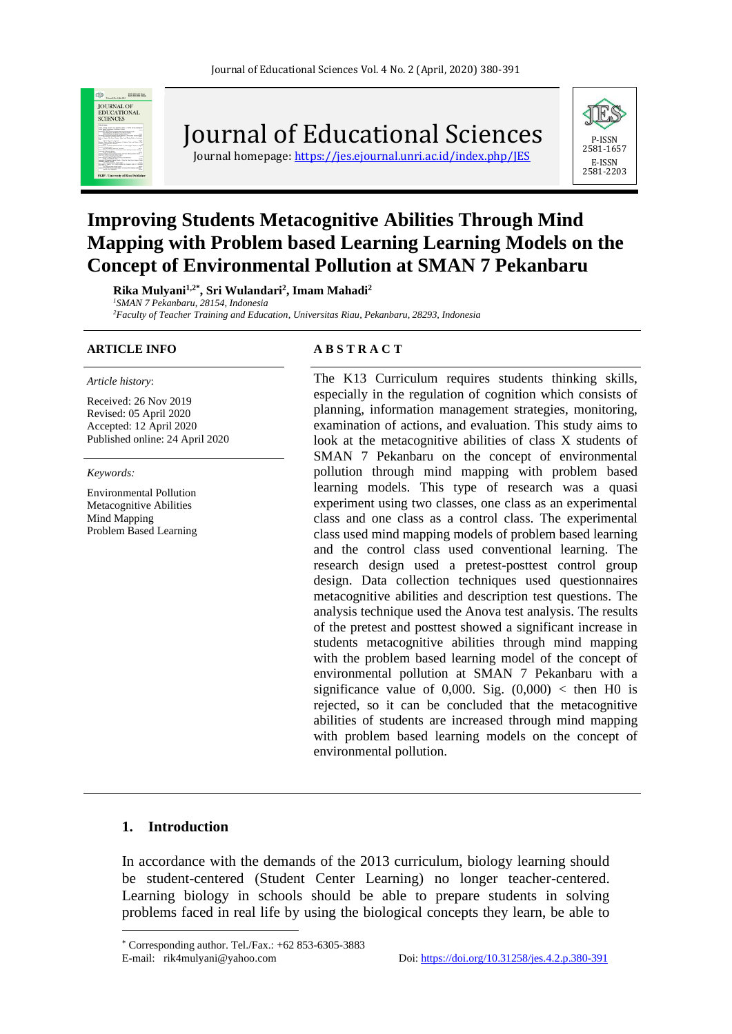Journal of Educational Sciences

Journal homepage: https://jes.ejournal.unri.ac.id/index.php/JES

P-ISSN 2581-1657
E-ISSN 2581-2203

# Improving Students Metacognitive Abilities Through Mind Mapping with Problem based Learning Learning Models on the Concept of Environmental Pollution at SMAN 7 Pekanbaru

**Rika Mulyani[1,2*], Sri Wulandari[2], Imam Mahadi[2]**

*[1]SMAN 7 Pekanbaru, 28154, Indonesia*
*[2]Faculty of Teacher Training and Education, Universitas Riau, Pekanbaru, 28293, Indonesia*

**ARTICLE INFO**

*Article history*:

Received: 26 Nov 2019
Revised: 05 April 2020
Accepted: 12 April 2020
Published online: 24 April 2020

*Keywords:*

Environmental Pollution
Metacognitive Abilities
Mind Mapping
Problem Based Learning

**A B S T R A C T**

The K13 Curriculum requires students thinking skills, especially in the regulation of cognition which consists of planning, information management strategies, monitoring, examination of actions, and evaluation. This study aims to look at the metacognitive abilities of class X students of SMAN 7 Pekanbaru on the concept of environmental pollution through mind mapping with problem based learning models. This type of research was a quasi experiment using two classes, one class as an experimental class and one class as a control class. The experimental class used mind mapping models of problem based learning and the control class used conventional learning. The research design used a pretest-posttest control group design. Data collection techniques used questionnaires metacognitive abilities and description test questions. The analysis technique used the Anova test analysis. The results of the pretest and posttest showed a significant increase in students metacognitive abilities through mind mapping with the problem based learning model of the concept of environmental pollution at SMAN 7 Pekanbaru with a significance value of 0,000. Sig. (0,000) < then H0 is rejected, so it can be concluded that the metacognitive abilities of students are increased through mind mapping with problem based learning models on the concept of environmental pollution.

## 1. Introduction

In accordance with the demands of the 2013 curriculum, biology learning should be student-centered (Student Center Learning) no longer teacher-centered. Learning biology in schools should be able to prepare students in solving problems faced in real life by using the biological concepts they learn, be able to

* Corresponding author. Tel./Fax.: +62 853-6305-3883
E-mail: rik4mulyani@yahoo.com

Doi: https://doi.org/10.31258/jes.4.2.p.380-391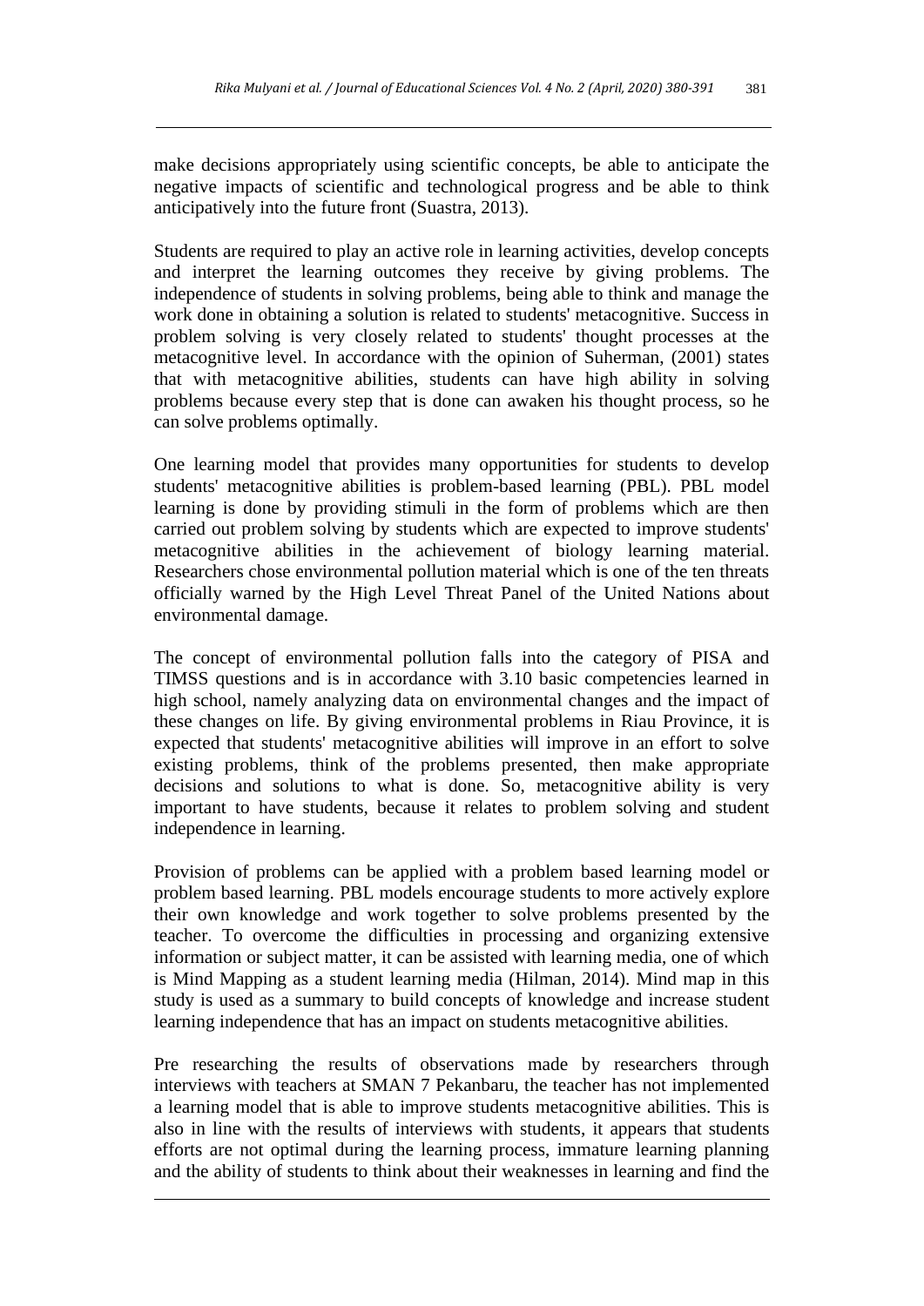make decisions appropriately using scientific concepts, be able to anticipate the negative impacts of scientific and technological progress and be able to think anticipatively into the future front (Suastra, 2013).

Students are required to play an active role in learning activities, develop concepts and interpret the learning outcomes they receive by giving problems. The independence of students in solving problems, being able to think and manage the work done in obtaining a solution is related to students' metacognitive. Success in problem solving is very closely related to students' thought processes at the metacognitive level. In accordance with the opinion of Suherman, (2001) states that with metacognitive abilities, students can have high ability in solving problems because every step that is done can awaken his thought process, so he can solve problems optimally.

One learning model that provides many opportunities for students to develop students' metacognitive abilities is problem-based learning (PBL). PBL model learning is done by providing stimuli in the form of problems which are then carried out problem solving by students which are expected to improve students' metacognitive abilities in the achievement of biology learning material. Researchers chose environmental pollution material which is one of the ten threats officially warned by the High Level Threat Panel of the United Nations about environmental damage.

The concept of environmental pollution falls into the category of PISA and TIMSS questions and is in accordance with 3.10 basic competencies learned in high school, namely analyzing data on environmental changes and the impact of these changes on life. By giving environmental problems in Riau Province, it is expected that students' metacognitive abilities will improve in an effort to solve existing problems, think of the problems presented, then make appropriate decisions and solutions to what is done. So, metacognitive ability is very important to have students, because it relates to problem solving and student independence in learning.

Provision of problems can be applied with a problem based learning model or problem based learning. PBL models encourage students to more actively explore their own knowledge and work together to solve problems presented by the teacher. To overcome the difficulties in processing and organizing extensive information or subject matter, it can be assisted with learning media, one of which is Mind Mapping as a student learning media (Hilman, 2014). Mind map in this study is used as a summary to build concepts of knowledge and increase student learning independence that has an impact on students metacognitive abilities.

Pre researching the results of observations made by researchers through interviews with teachers at SMAN 7 Pekanbaru, the teacher has not implemented a learning model that is able to improve students metacognitive abilities. This is also in line with the results of interviews with students, it appears that students efforts are not optimal during the learning process, immature learning planning and the ability of students to think about their weaknesses in learning and find the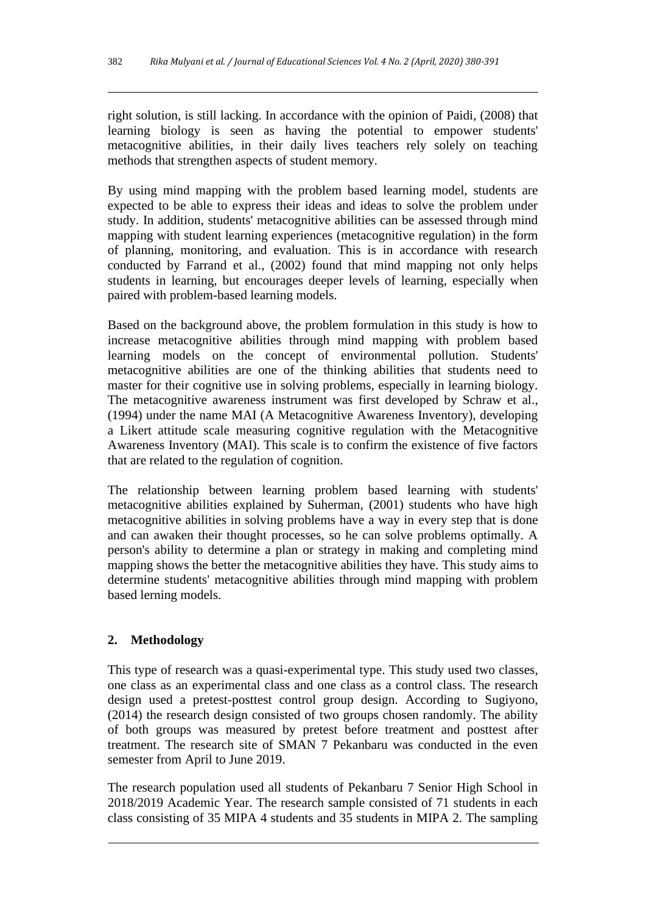right solution, is still lacking. In accordance with the opinion of Paidi, (2008) that learning biology is seen as having the potential to empower students' metacognitive abilities, in their daily lives teachers rely solely on teaching methods that strengthen aspects of student memory.

By using mind mapping with the problem based learning model, students are expected to be able to express their ideas and ideas to solve the problem under study. In addition, students' metacognitive abilities can be assessed through mind mapping with student learning experiences (metacognitive regulation) in the form of planning, monitoring, and evaluation. This is in accordance with research conducted by Farrand et al., (2002) found that mind mapping not only helps students in learning, but encourages deeper levels of learning, especially when paired with problem-based learning models.

Based on the background above, the problem formulation in this study is how to increase metacognitive abilities through mind mapping with problem based learning models on the concept of environmental pollution. Students' metacognitive abilities are one of the thinking abilities that students need to master for their cognitive use in solving problems, especially in learning biology. The metacognitive awareness instrument was first developed by Schraw et al., (1994) under the name MAI (A Metacognitive Awareness Inventory), developing a Likert attitude scale measuring cognitive regulation with the Metacognitive Awareness Inventory (MAI). This scale is to confirm the existence of five factors that are related to the regulation of cognition.

The relationship between learning problem based learning with students' metacognitive abilities explained by Suherman, (2001) students who have high metacognitive abilities in solving problems have a way in every step that is done and can awaken their thought processes, so he can solve problems optimally. A person's ability to determine a plan or strategy in making and completing mind mapping shows the better the metacognitive abilities they have. This study aims to determine students' metacognitive abilities through mind mapping with problem based lerning models.

## 2. Methodology

This type of research was a quasi-experimental type. This study used two classes, one class as an experimental class and one class as a control class. The research design used a pretest-posttest control group design. According to Sugiyono, (2014) the research design consisted of two groups chosen randomly. The ability of both groups was measured by pretest before treatment and posttest after treatment. The research site of SMAN 7 Pekanbaru was conducted in the even semester from April to June 2019.

The research population used all students of Pekanbaru 7 Senior High School in 2018/2019 Academic Year. The research sample consisted of 71 students in each class consisting of 35 MIPA 4 students and 35 students in MIPA 2. The sampling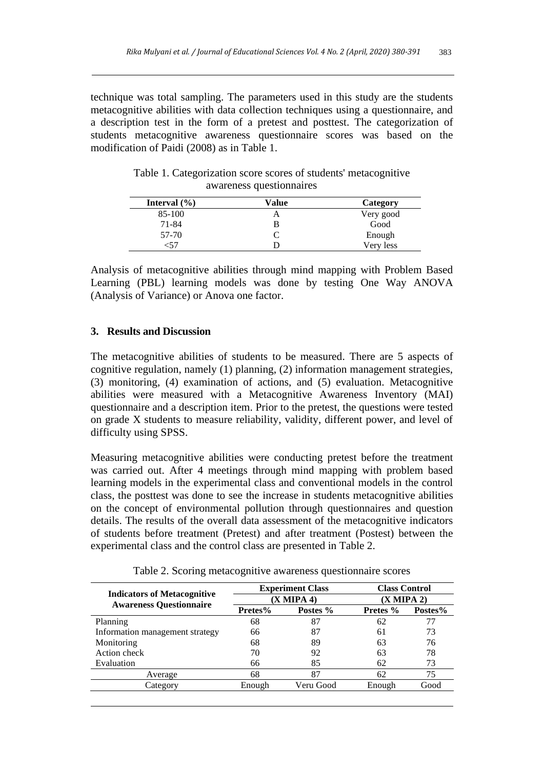technique was total sampling. The parameters used in this study are the students metacognitive abilities with data collection techniques using a questionnaire, and a description test in the form of a pretest and posttest. The categorization of students metacognitive awareness questionnaire scores was based on the modification of Paidi (2008) as in Table 1.

Table 1. Categorization score scores of students' metacognitive awareness questionnaires

| Interval (%) | Value | Category |
|---|---|---|
| 85-100 | A | Very good |
| 71-84 | B | Good |
| 57-70 | C | Enough |
| <57 | D | Very less |

Analysis of metacognitive abilities through mind mapping with Problem Based Learning (PBL) learning models was done by testing One Way ANOVA (Analysis of Variance) or Anova one factor.

## 3. Results and Discussion

The metacognitive abilities of students to be measured. There are 5 aspects of cognitive regulation, namely (1) planning, (2) information management strategies, (3) monitoring, (4) examination of actions, and (5) evaluation. Metacognitive abilities were measured with a Metacognitive Awareness Inventory (MAI) questionnaire and a description item. Prior to the pretest, the questions were tested on grade X students to measure reliability, validity, different power, and level of difficulty using SPSS.

Measuring metacognitive abilities were conducting pretest before the treatment was carried out. After 4 meetings through mind mapping with problem based learning models in the experimental class and conventional models in the control class, the posttest was done to see the increase in students metacognitive abilities on the concept of environmental pollution through questionnaires and question details. The results of the overall data assessment of the metacognitive indicators of students before treatment (Pretest) and after treatment (Postest) between the experimental class and the control class are presented in Table 2.

Table 2. Scoring metacognitive awareness questionnaire scores

| Indicators of Metacognitive Awareness Questionnaire | Experiment Class (X MIPA 4) | | Class Control (X MIPA 2) | |
|---|---|---|---|---|
| | Pretes% | Postes % | Pretes % | Postes% |
| Planning | 68 | 87 | 62 | 77 |
| Information management strategy | 66 | 87 | 61 | 73 |
| Monitoring | 68 | 89 | 63 | 76 |
| Action check | 70 | 92 | 63 | 78 |
| Evaluation | 66 | 85 | 62 | 73 |
| Average | 68 | 87 | 62 | 75 |
| Category | Enough | Veru Good | Enough | Good |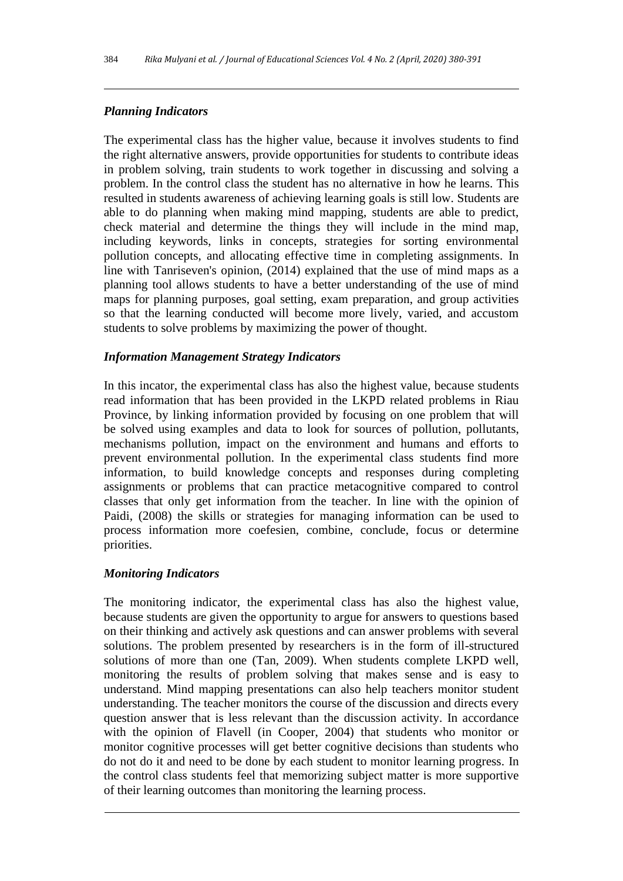### *Planning Indicators*

The experimental class has the higher value, because it involves students to find the right alternative answers, provide opportunities for students to contribute ideas in problem solving, train students to work together in discussing and solving a problem. In the control class the student has no alternative in how he learns. This resulted in students awareness of achieving learning goals is still low. Students are able to do planning when making mind mapping, students are able to predict, check material and determine the things they will include in the mind map, including keywords, links in concepts, strategies for sorting environmental pollution concepts, and allocating effective time in completing assignments. In line with Tanriseven's opinion, (2014) explained that the use of mind maps as a planning tool allows students to have a better understanding of the use of mind maps for planning purposes, goal setting, exam preparation, and group activities so that the learning conducted will become more lively, varied, and accustom students to solve problems by maximizing the power of thought.

### *Information Management Strategy Indicators*

In this incator, the experimental class has also the highest value, because students read information that has been provided in the LKPD related problems in Riau Province, by linking information provided by focusing on one problem that will be solved using examples and data to look for sources of pollution, pollutants, mechanisms pollution, impact on the environment and humans and efforts to prevent environmental pollution. In the experimental class students find more information, to build knowledge concepts and responses during completing assignments or problems that can practice metacognitive compared to control classes that only get information from the teacher. In line with the opinion of Paidi, (2008) the skills or strategies for managing information can be used to process information more coefesien, combine, conclude, focus or determine priorities.

### *Monitoring Indicators*

The monitoring indicator, the experimental class has also the highest value, because students are given the opportunity to argue for answers to questions based on their thinking and actively ask questions and can answer problems with several solutions. The problem presented by researchers is in the form of ill-structured solutions of more than one (Tan, 2009). When students complete LKPD well, monitoring the results of problem solving that makes sense and is easy to understand. Mind mapping presentations can also help teachers monitor student understanding. The teacher monitors the course of the discussion and directs every question answer that is less relevant than the discussion activity. In accordance with the opinion of Flavell (in Cooper, 2004) that students who monitor or monitor cognitive processes will get better cognitive decisions than students who do not do it and need to be done by each student to monitor learning progress. In the control class students feel that memorizing subject matter is more supportive of their learning outcomes than monitoring the learning process.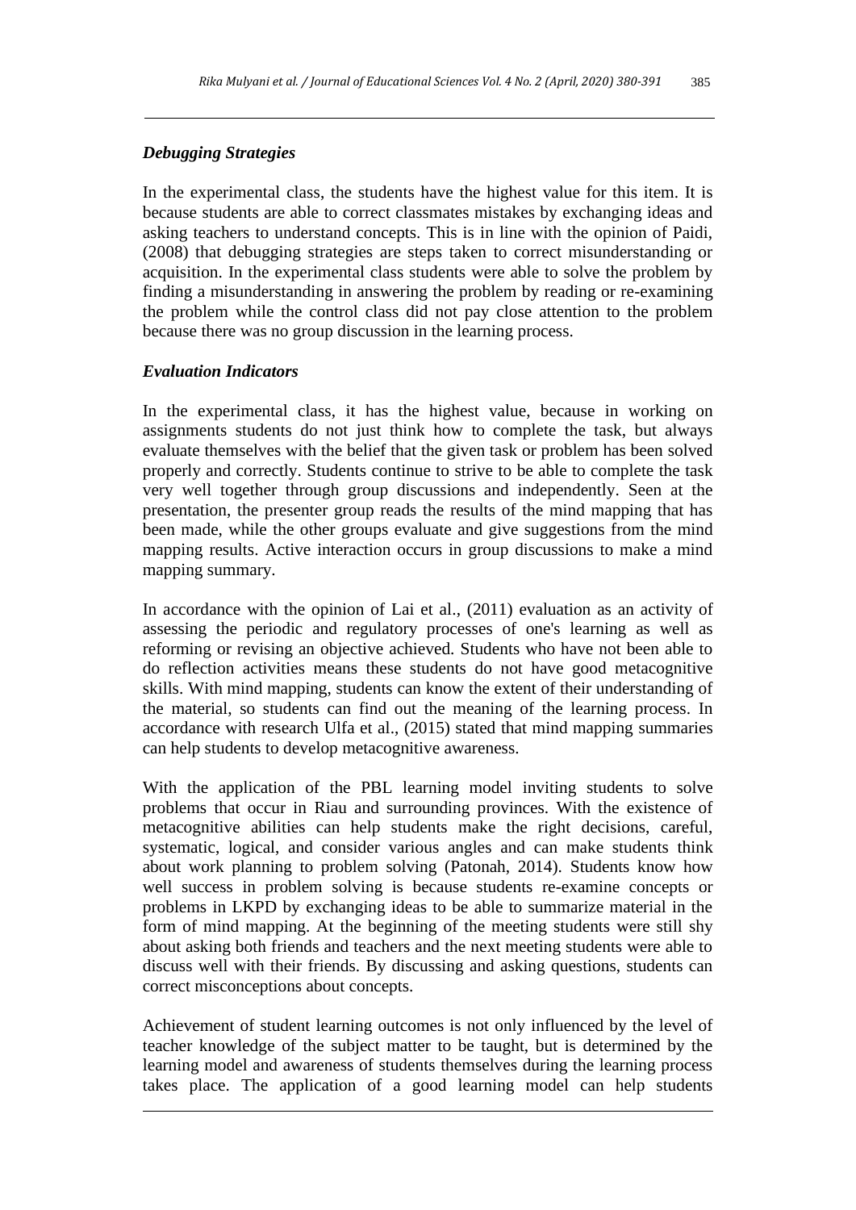### *Debugging Strategies*

In the experimental class, the students have the highest value for this item. It is because students are able to correct classmates mistakes by exchanging ideas and asking teachers to understand concepts. This is in line with the opinion of Paidi, (2008) that debugging strategies are steps taken to correct misunderstanding or acquisition. In the experimental class students were able to solve the problem by finding a misunderstanding in answering the problem by reading or re-examining the problem while the control class did not pay close attention to the problem because there was no group discussion in the learning process.

### *Evaluation Indicators*

In the experimental class, it has the highest value, because in working on assignments students do not just think how to complete the task, but always evaluate themselves with the belief that the given task or problem has been solved properly and correctly. Students continue to strive to be able to complete the task very well together through group discussions and independently. Seen at the presentation, the presenter group reads the results of the mind mapping that has been made, while the other groups evaluate and give suggestions from the mind mapping results. Active interaction occurs in group discussions to make a mind mapping summary.

In accordance with the opinion of Lai et al., (2011) evaluation as an activity of assessing the periodic and regulatory processes of one's learning as well as reforming or revising an objective achieved. Students who have not been able to do reflection activities means these students do not have good metacognitive skills. With mind mapping, students can know the extent of their understanding of the material, so students can find out the meaning of the learning process. In accordance with research Ulfa et al., (2015) stated that mind mapping summaries can help students to develop metacognitive awareness.

With the application of the PBL learning model inviting students to solve problems that occur in Riau and surrounding provinces. With the existence of metacognitive abilities can help students make the right decisions, careful, systematic, logical, and consider various angles and can make students think about work planning to problem solving (Patonah, 2014). Students know how well success in problem solving is because students re-examine concepts or problems in LKPD by exchanging ideas to be able to summarize material in the form of mind mapping. At the beginning of the meeting students were still shy about asking both friends and teachers and the next meeting students were able to discuss well with their friends. By discussing and asking questions, students can correct misconceptions about concepts.

Achievement of student learning outcomes is not only influenced by the level of teacher knowledge of the subject matter to be taught, but is determined by the learning model and awareness of students themselves during the learning process takes place. The application of a good learning model can help students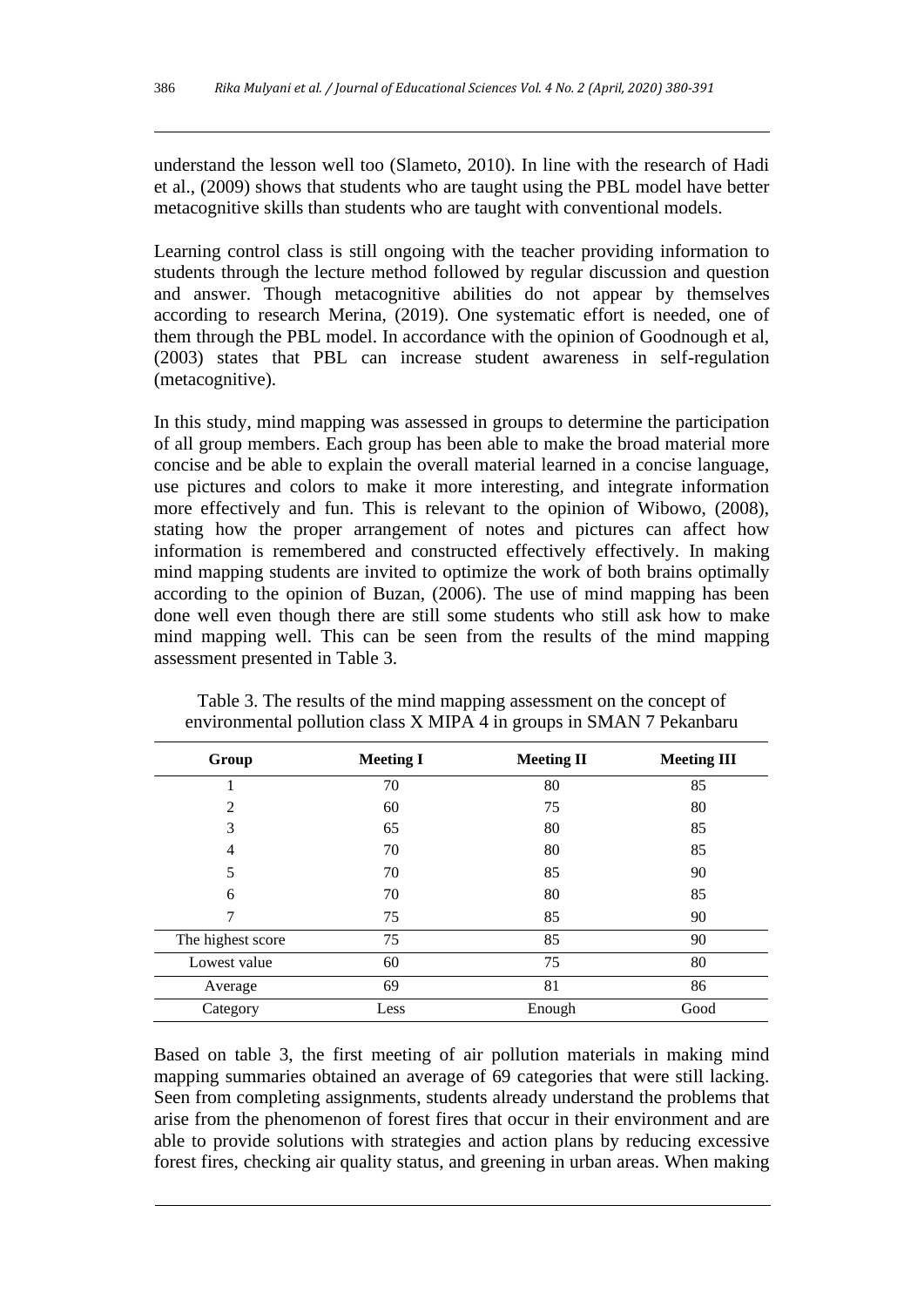understand the lesson well too (Slameto, 2010). In line with the research of Hadi et al., (2009) shows that students who are taught using the PBL model have better metacognitive skills than students who are taught with conventional models.

Learning control class is still ongoing with the teacher providing information to students through the lecture method followed by regular discussion and question and answer. Though metacognitive abilities do not appear by themselves according to research Merina, (2019). One systematic effort is needed, one of them through the PBL model. In accordance with the opinion of Goodnough et al, (2003) states that PBL can increase student awareness in self-regulation (metacognitive).

In this study, mind mapping was assessed in groups to determine the participation of all group members. Each group has been able to make the broad material more concise and be able to explain the overall material learned in a concise language, use pictures and colors to make it more interesting, and integrate information more effectively and fun. This is relevant to the opinion of Wibowo, (2008), stating how the proper arrangement of notes and pictures can affect how information is remembered and constructed effectively effectively. In making mind mapping students are invited to optimize the work of both brains optimally according to the opinion of Buzan, (2006). The use of mind mapping has been done well even though there are still some students who still ask how to make mind mapping well. This can be seen from the results of the mind mapping assessment presented in Table 3.

Table 3. The results of the mind mapping assessment on the concept of environmental pollution class X MIPA 4 in groups in SMAN 7 Pekanbaru

| Group | Meeting I | Meeting II | Meeting III |
|---|---|---|---|
| 1 | 70 | 80 | 85 |
| 2 | 60 | 75 | 80 |
| 3 | 65 | 80 | 85 |
| 4 | 70 | 80 | 85 |
| 5 | 70 | 85 | 90 |
| 6 | 70 | 80 | 85 |
| 7 | 75 | 85 | 90 |
| The highest score | 75 | 85 | 90 |
| Lowest value | 60 | 75 | 80 |
| Average | 69 | 81 | 86 |
| Category | Less | Enough | Good |

Based on table 3, the first meeting of air pollution materials in making mind mapping summaries obtained an average of 69 categories that were still lacking. Seen from completing assignments, students already understand the problems that arise from the phenomenon of forest fires that occur in their environment and are able to provide solutions with strategies and action plans by reducing excessive forest fires, checking air quality status, and greening in urban areas. When making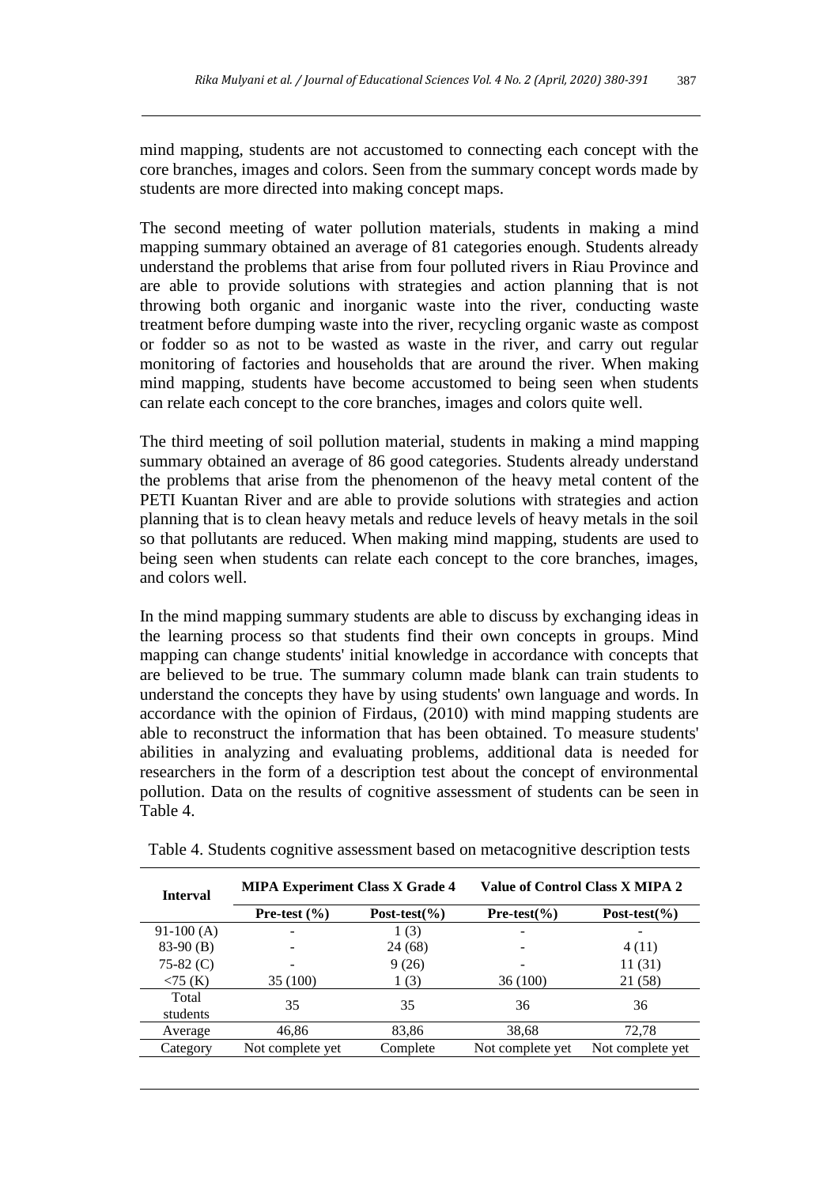mind mapping, students are not accustomed to connecting each concept with the core branches, images and colors. Seen from the summary concept words made by students are more directed into making concept maps.

The second meeting of water pollution materials, students in making a mind mapping summary obtained an average of 81 categories enough. Students already understand the problems that arise from four polluted rivers in Riau Province and are able to provide solutions with strategies and action planning that is not throwing both organic and inorganic waste into the river, conducting waste treatment before dumping waste into the river, recycling organic waste as compost or fodder so as not to be wasted as waste in the river, and carry out regular monitoring of factories and households that are around the river. When making mind mapping, students have become accustomed to being seen when students can relate each concept to the core branches, images and colors quite well.

The third meeting of soil pollution material, students in making a mind mapping summary obtained an average of 86 good categories. Students already understand the problems that arise from the phenomenon of the heavy metal content of the PETI Kuantan River and are able to provide solutions with strategies and action planning that is to clean heavy metals and reduce levels of heavy metals in the soil so that pollutants are reduced. When making mind mapping, students are used to being seen when students can relate each concept to the core branches, images, and colors well.

In the mind mapping summary students are able to discuss by exchanging ideas in the learning process so that students find their own concepts in groups. Mind mapping can change students' initial knowledge in accordance with concepts that are believed to be true. The summary column made blank can train students to understand the concepts they have by using students' own language and words. In accordance with the opinion of Firdaus, (2010) with mind mapping students are able to reconstruct the information that has been obtained. To measure students' abilities in analyzing and evaluating problems, additional data is needed for researchers in the form of a description test about the concept of environmental pollution. Data on the results of cognitive assessment of students can be seen in Table 4.

Table 4. Students cognitive assessment based on metacognitive description tests

| Interval | MIPA Experiment Class X Grade 4 | | Value of Control Class X MIPA 2 | |
|---|---|---|---|---|
| | Pre-test (%) | Post-test(%) | Pre-test(%) | Post-test(%) |
| 91-100 (A) | - | 1 (3) | - | - |
| 83-90 (B) | - | 24 (68) | - | 4 (11) |
| 75-82 (C) | - | 9 (26) | - | 11 (31) |
| <75 (K) | 35 (100) | 1 (3) | 36 (100) | 21 (58) |
| Total students | 35 | 35 | 36 | 36 |
| Average | 46,86 | 83,86 | 38,68 | 72,78 |
| Category | Not complete yet | Complete | Not complete yet | Not complete yet |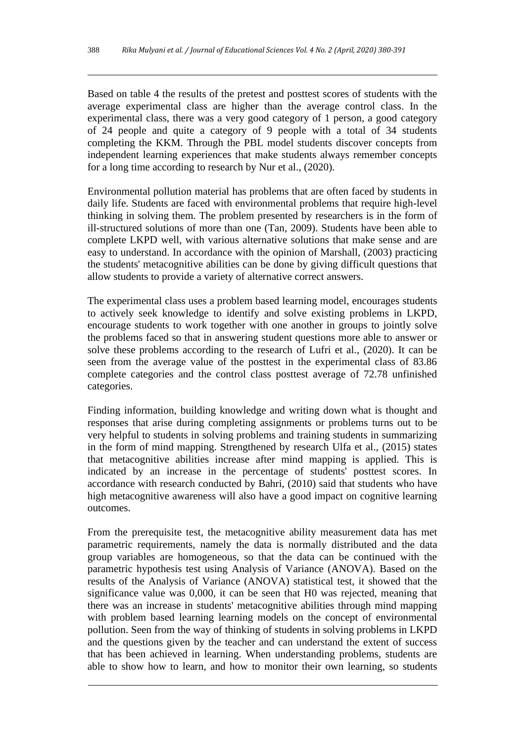Based on table 4 the results of the pretest and posttest scores of students with the average experimental class are higher than the average control class. In the experimental class, there was a very good category of 1 person, a good category of 24 people and quite a category of 9 people with a total of 34 students completing the KKM. Through the PBL model students discover concepts from independent learning experiences that make students always remember concepts for a long time according to research by Nur et al., (2020).

Environmental pollution material has problems that are often faced by students in daily life. Students are faced with environmental problems that require high-level thinking in solving them. The problem presented by researchers is in the form of ill-structured solutions of more than one (Tan, 2009). Students have been able to complete LKPD well, with various alternative solutions that make sense and are easy to understand. In accordance with the opinion of Marshall, (2003) practicing the students' metacognitive abilities can be done by giving difficult questions that allow students to provide a variety of alternative correct answers.

The experimental class uses a problem based learning model, encourages students to actively seek knowledge to identify and solve existing problems in LKPD, encourage students to work together with one another in groups to jointly solve the problems faced so that in answering student questions more able to answer or solve these problems according to the research of Lufri et al., (2020). It can be seen from the average value of the posttest in the experimental class of 83.86 complete categories and the control class posttest average of 72.78 unfinished categories.

Finding information, building knowledge and writing down what is thought and responses that arise during completing assignments or problems turns out to be very helpful to students in solving problems and training students in summarizing in the form of mind mapping. Strengthened by research Ulfa et al., (2015) states that metacognitive abilities increase after mind mapping is applied. This is indicated by an increase in the percentage of students' posttest scores. In accordance with research conducted by Bahri, (2010) said that students who have high metacognitive awareness will also have a good impact on cognitive learning outcomes.

From the prerequisite test, the metacognitive ability measurement data has met parametric requirements, namely the data is normally distributed and the data group variables are homogeneous, so that the data can be continued with the parametric hypothesis test using Analysis of Variance (ANOVA). Based on the results of the Analysis of Variance (ANOVA) statistical test, it showed that the significance value was 0,000, it can be seen that H0 was rejected, meaning that there was an increase in students' metacognitive abilities through mind mapping with problem based learning learning models on the concept of environmental pollution. Seen from the way of thinking of students in solving problems in LKPD and the questions given by the teacher and can understand the extent of success that has been achieved in learning. When understanding problems, students are able to show how to learn, and how to monitor their own learning, so students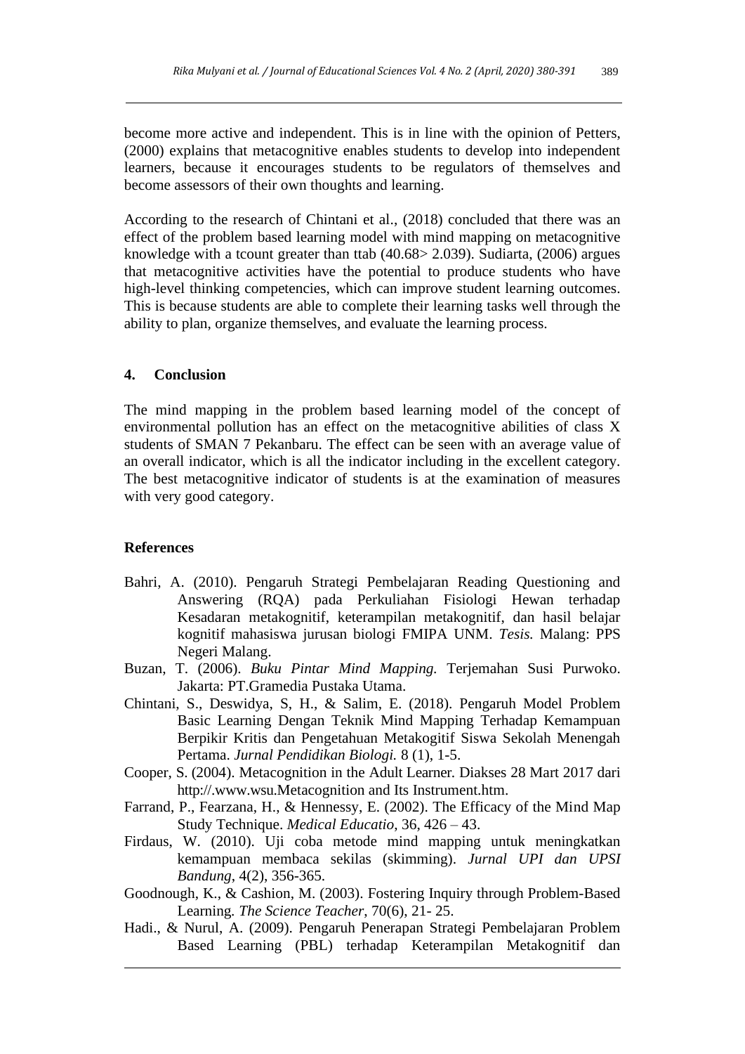become more active and independent. This is in line with the opinion of Petters, (2000) explains that metacognitive enables students to develop into independent learners, because it encourages students to be regulators of themselves and become assessors of their own thoughts and learning.

According to the research of Chintani et al., (2018) concluded that there was an effect of the problem based learning model with mind mapping on metacognitive knowledge with a tcount greater than ttab (40.68> 2.039). Sudiarta, (2006) argues that metacognitive activities have the potential to produce students who have high-level thinking competencies, which can improve student learning outcomes. This is because students are able to complete their learning tasks well through the ability to plan, organize themselves, and evaluate the learning process.

## 4. Conclusion

The mind mapping in the problem based learning model of the concept of environmental pollution has an effect on the metacognitive abilities of class X students of SMAN 7 Pekanbaru. The effect can be seen with an average value of an overall indicator, which is all the indicator including in the excellent category. The best metacognitive indicator of students is at the examination of measures with very good category.

## References

Bahri, A. (2010). Pengaruh Strategi Pembelajaran Reading Questioning and Answering (RQA) pada Perkuliahan Fisiologi Hewan terhadap Kesadaran metakognitif, keterampilan metakognitif, dan hasil belajar kognitif mahasiswa jurusan biologi FMIPA UNM. *Tesis.* Malang: PPS Negeri Malang.

Buzan, T. (2006). *Buku Pintar Mind Mapping.* Terjemahan Susi Purwoko. Jakarta: PT.Gramedia Pustaka Utama.

Chintani, S., Deswidya, S, H., & Salim, E. (2018). Pengaruh Model Problem Basic Learning Dengan Teknik Mind Mapping Terhadap Kemampuan Berpikir Kritis dan Pengetahuan Metakogitif Siswa Sekolah Menengah Pertama. *Jurnal Pendidikan Biologi.* 8 (1), 1-5.

Cooper, S. (2004). Metacognition in the Adult Learner. Diakses 28 Mart 2017 dari http://.www.wsu.Metacognition and Its Instrument.htm.

Farrand, P., Fearzana, H., & Hennessy, E. (2002). The Efficacy of the Mind Map Study Technique. *Medical Educatio*, 36, 426 – 43.

Firdaus, W. (2010). Uji coba metode mind mapping untuk meningkatkan kemampuan membaca sekilas (skimming). *Jurnal UPI dan UPSI Bandung*, 4(2), 356-365.

Goodnough, K., & Cashion, M. (2003). Fostering Inquiry through Problem-Based Learning. *The Science Teacher*, 70(6), 21- 25.

Hadi., & Nurul, A. (2009). Pengaruh Penerapan Strategi Pembelajaran Problem Based Learning (PBL) terhadap Keterampilan Metakognitif dan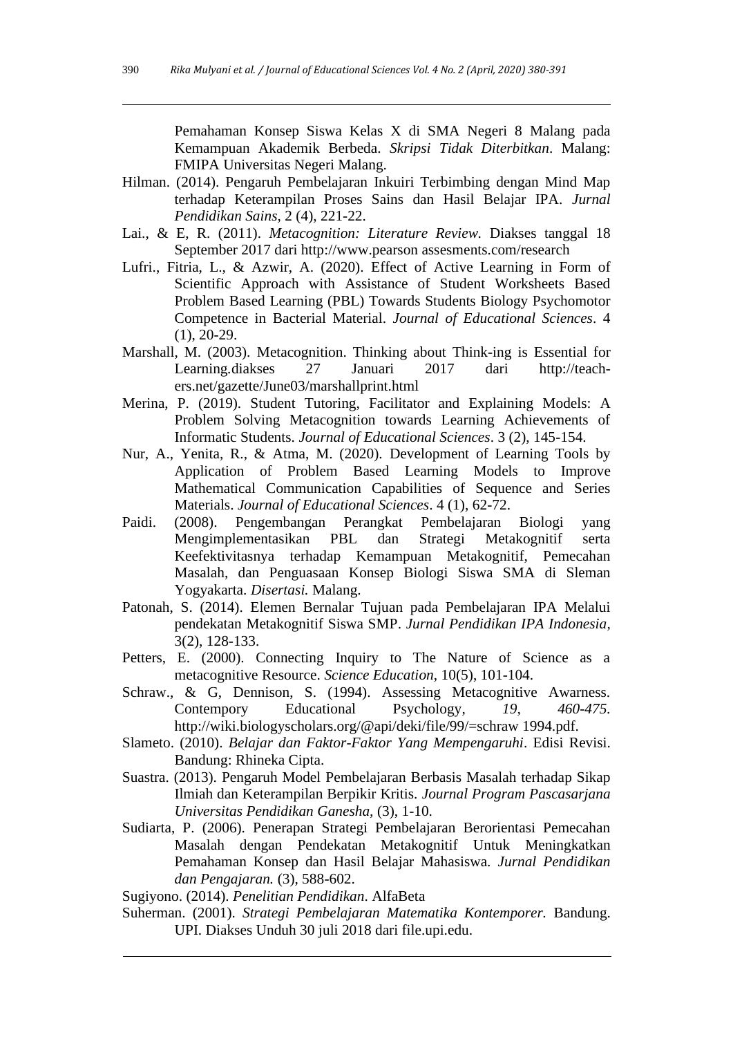Pemahaman Konsep Siswa Kelas X di SMA Negeri 8 Malang pada Kemampuan Akademik Berbeda. *Skripsi Tidak Diterbitkan*. Malang: FMIPA Universitas Negeri Malang.

Hilman. (2014). Pengaruh Pembelajaran Inkuiri Terbimbing dengan Mind Map terhadap Keterampilan Proses Sains dan Hasil Belajar IPA. *Jurnal Pendidikan Sains*, 2 (4), 221-22.

Lai., & E, R. (2011). *Metacognition: Literature Review.* Diakses tanggal 18 September 2017 dari http://www.pearson assesments.com/research

Lufri., Fitria, L., & Azwir, A. (2020). Effect of Active Learning in Form of Scientific Approach with Assistance of Student Worksheets Based Problem Based Learning (PBL) Towards Students Biology Psychomotor Competence in Bacterial Material. *Journal of Educational Sciences*. 4 (1), 20-29.

Marshall, M. (2003). Metacognition. Thinking about Think-ing is Essential for Learning.diakses 27 Januari 2017 dari http://teach-ers.net/gazette/June03/marshallprint.html

Merina, P. (2019). Student Tutoring, Facilitator and Explaining Models: A Problem Solving Metacognition towards Learning Achievements of Informatic Students. *Journal of Educational Sciences*. 3 (2), 145-154.

Nur, A., Yenita, R., & Atma, M. (2020). Development of Learning Tools by Application of Problem Based Learning Models to Improve Mathematical Communication Capabilities of Sequence and Series Materials. *Journal of Educational Sciences*. 4 (1), 62-72.

Paidi. (2008). Pengembangan Perangkat Pembelajaran Biologi yang Mengimplementasikan PBL dan Strategi Metakognitif serta Keefektivitasnya terhadap Kemampuan Metakognitif, Pemecahan Masalah, dan Penguasaan Konsep Biologi Siswa SMA di Sleman Yogyakarta. *Disertasi.* Malang.

Patonah, S. (2014). Elemen Bernalar Tujuan pada Pembelajaran IPA Melalui pendekatan Metakognitif Siswa SMP. *Jurnal Pendidikan IPA Indonesia*, 3(2), 128-133.

Petters, E. (2000). Connecting Inquiry to The Nature of Science as a metacognitive Resource. *Science Education*, 10(5), 101-104.

Schraw., & G, Dennison, S. (1994). Assessing Metacognitive Awarness. Contempory Educational Psychology, *19, 460-475*. http://wiki.biologyscholars.org/@api/deki/file/99/=schraw 1994.pdf.

Slameto. (2010). *Belajar dan Faktor-Faktor Yang Mempengaruhi*. Edisi Revisi. Bandung: Rhineka Cipta.

Suastra. (2013). Pengaruh Model Pembelajaran Berbasis Masalah terhadap Sikap Ilmiah dan Keterampilan Berpikir Kritis. *Journal Program Pascasarjana Universitas Pendidikan Ganesha*, (3), 1-10.

Sudiarta, P. (2006). Penerapan Strategi Pembelajaran Berorientasi Pemecahan Masalah dengan Pendekatan Metakognitif Untuk Meningkatkan Pemahaman Konsep dan Hasil Belajar Mahasiswa. *Jurnal Pendidikan dan Pengajaran.* (3), 588-602.

Sugiyono. (2014). *Penelitian Pendidikan*. AlfaBeta

Suherman. (2001). *Strategi Pembelajaran Matematika Kontemporer.* Bandung. UPI. Diakses Unduh 30 juli 2018 dari file.upi.edu.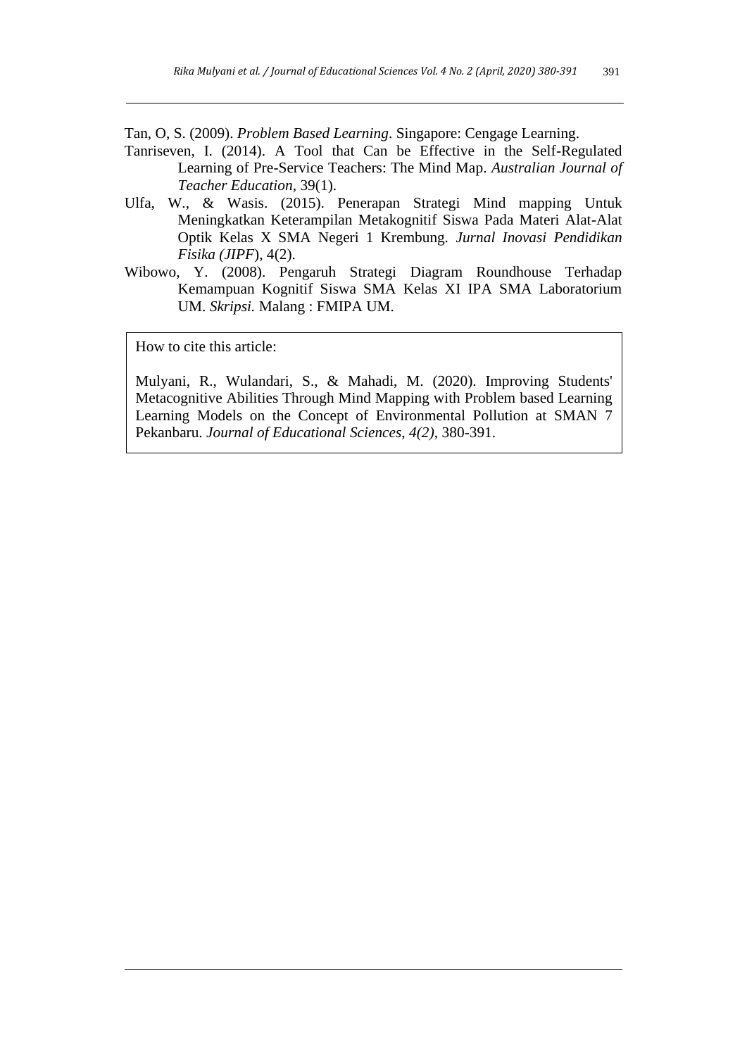Tan, O, S. (2009). *Problem Based Learning*. Singapore: Cengage Learning.

Tanriseven, I. (2014). A Tool that Can be Effective in the Self-Regulated Learning of Pre-Service Teachers: The Mind Map. *Australian Journal of Teacher Education*, 39(1).

Ulfa, W., & Wasis. (2015). Penerapan Strategi Mind mapping Untuk Meningkatkan Keterampilan Metakognitif Siswa Pada Materi Alat-Alat Optik Kelas X SMA Negeri 1 Krembung. *Jurnal Inovasi Pendidikan Fisika (JIPF*), 4(2).

Wibowo, Y. (2008). Pengaruh Strategi Diagram Roundhouse Terhadap Kemampuan Kognitif Siswa SMA Kelas XI IPA SMA Laboratorium UM. *Skripsi.* Malang : FMIPA UM.

How to cite this article:

Mulyani, R., Wulandari, S., & Mahadi, M. (2020). Improving Students' Metacognitive Abilities Through Mind Mapping with Problem based Learning Learning Models on the Concept of Environmental Pollution at SMAN 7 Pekanbaru. *Journal of Educational Sciences*, *4(2)*, 380-391.